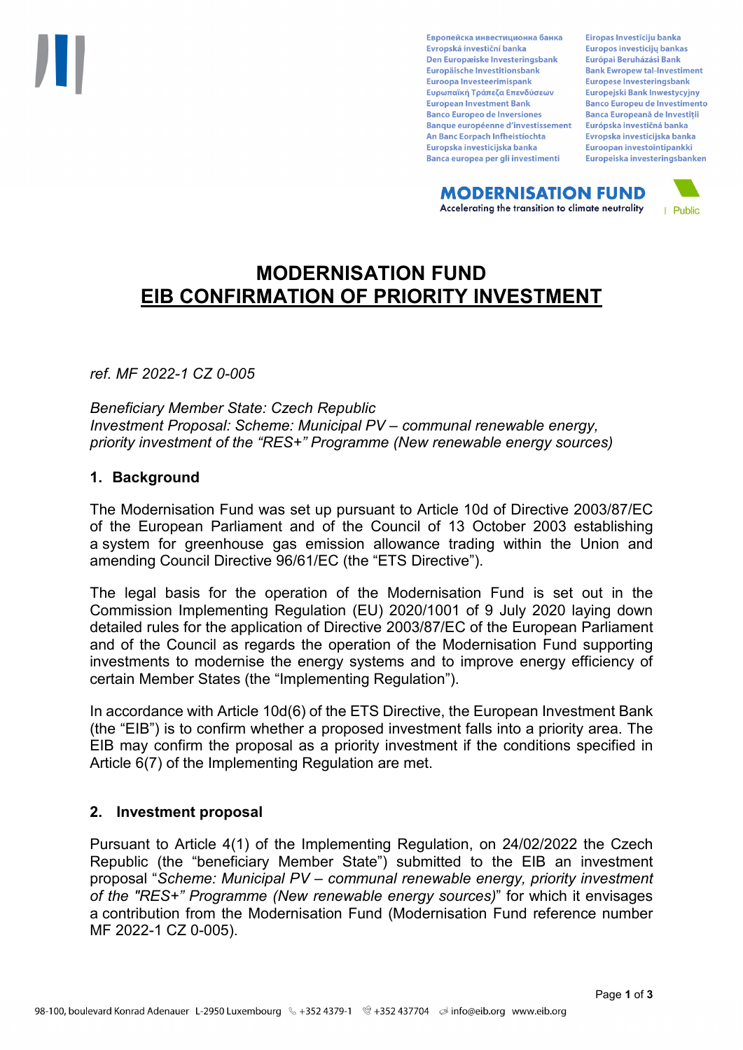Европейска инвестиционна банка
Evropská investiční banka
Den Europæiske Investeringsbank
Europäische Investitionsbank
Euroopa Investeerimispank
Ευρωπαϊκή Τράπεζα Επενδύσεων
European Investment Bank
Banco Europeo de Inversiones
Banque européenne d'investissement
An Banc Eorpach Infheistíochta
Europska investicijska banka
Banca europea per gli investimenti
Eiropas Investīciju banka
Europos investicijų bankas
Európai Beruházási Bank
Bank Ewropew tal-Investiment
Europese Investeringsbank
Europejski Bank Inwestycyjny
Banco Europeu de Investimento
Banca Europeană de Investiții
Európska investičná banka
Evropska investicijska banka
Euroopan investointipankki
Europeiska investeringsbanken

**MODERNISATION FUND**
Accelerating the transition to climate neutrality

Public

# MODERNISATION FUND
# EIB CONFIRMATION OF PRIORITY INVESTMENT

*ref. MF 2022-1 CZ 0-005*

*Beneficiary Member State: Czech Republic*
*Investment Proposal: Scheme: Municipal PV – communal renewable energy, priority investment of the "RES+" Programme (New renewable energy sources)*

## 1. Background

The Modernisation Fund was set up pursuant to Article 10d of Directive 2003/87/EC of the European Parliament and of the Council of 13 October 2003 establishing a system for greenhouse gas emission allowance trading within the Union and amending Council Directive 96/61/EC (the "ETS Directive").

The legal basis for the operation of the Modernisation Fund is set out in the Commission Implementing Regulation (EU) 2020/1001 of 9 July 2020 laying down detailed rules for the application of Directive 2003/87/EC of the European Parliament and of the Council as regards the operation of the Modernisation Fund supporting investments to modernise the energy systems and to improve energy efficiency of certain Member States (the "Implementing Regulation").

In accordance with Article 10d(6) of the ETS Directive, the European Investment Bank (the "EIB") is to confirm whether a proposed investment falls into a priority area. The EIB may confirm the proposal as a priority investment if the conditions specified in Article 6(7) of the Implementing Regulation are met.

## 2. Investment proposal

Pursuant to Article 4(1) of the Implementing Regulation, on 24/02/2022 the Czech Republic (the "beneficiary Member State") submitted to the EIB an investment proposal "*Scheme: Municipal PV – communal renewable energy, priority investment of the "RES+" Programme (New renewable energy sources)*" for which it envisages a contribution from the Modernisation Fund (Modernisation Fund reference number MF 2022-1 CZ 0-005).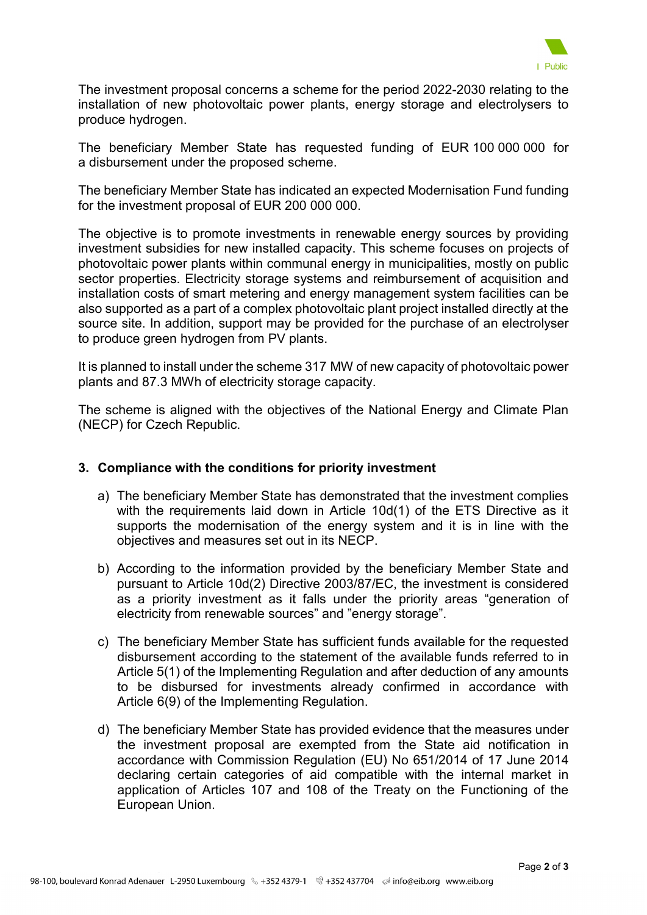The investment proposal concerns a scheme for the period 2022-2030 relating to the installation of new photovoltaic power plants, energy storage and electrolysers to produce hydrogen.

The beneficiary Member State has requested funding of EUR 100 000 000 for a disbursement under the proposed scheme.

The beneficiary Member State has indicated an expected Modernisation Fund funding for the investment proposal of EUR 200 000 000.

The objective is to promote investments in renewable energy sources by providing investment subsidies for new installed capacity. This scheme focuses on projects of photovoltaic power plants within communal energy in municipalities, mostly on public sector properties. Electricity storage systems and reimbursement of acquisition and installation costs of smart metering and energy management system facilities can be also supported as a part of a complex photovoltaic plant project installed directly at the source site. In addition, support may be provided for the purchase of an electrolyser to produce green hydrogen from PV plants.

It is planned to install under the scheme 317 MW of new capacity of photovoltaic power plants and 87.3 MWh of electricity storage capacity.

The scheme is aligned with the objectives of the National Energy and Climate Plan (NECP) for Czech Republic.

## 3. Compliance with the conditions for priority investment

a) The beneficiary Member State has demonstrated that the investment complies with the requirements laid down in Article 10d(1) of the ETS Directive as it supports the modernisation of the energy system and it is in line with the objectives and measures set out in its NECP.

b) According to the information provided by the beneficiary Member State and pursuant to Article 10d(2) Directive 2003/87/EC, the investment is considered as a priority investment as it falls under the priority areas "generation of electricity from renewable sources" and "energy storage".

c) The beneficiary Member State has sufficient funds available for the requested disbursement according to the statement of the available funds referred to in Article 5(1) of the Implementing Regulation and after deduction of any amounts to be disbursed for investments already confirmed in accordance with Article 6(9) of the Implementing Regulation.

d) The beneficiary Member State has provided evidence that the measures under the investment proposal are exempted from the State aid notification in accordance with Commission Regulation (EU) No 651/2014 of 17 June 2014 declaring certain categories of aid compatible with the internal market in application of Articles 107 and 108 of the Treaty on the Functioning of the European Union.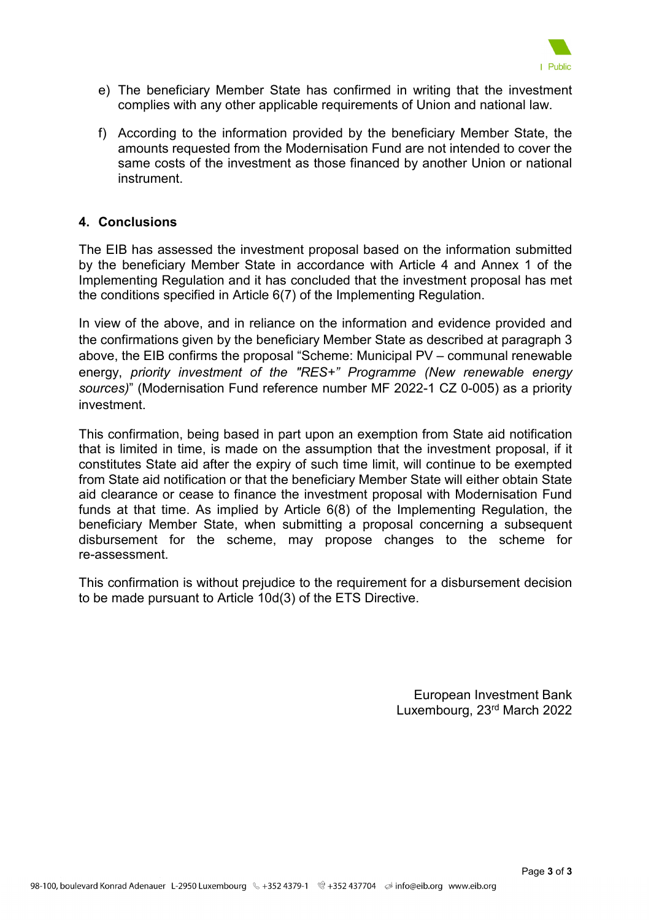e) The beneficiary Member State has confirmed in writing that the investment complies with any other applicable requirements of Union and national law.

f) According to the information provided by the beneficiary Member State, the amounts requested from the Modernisation Fund are not intended to cover the same costs of the investment as those financed by another Union or national instrument.

## 4. Conclusions

The EIB has assessed the investment proposal based on the information submitted by the beneficiary Member State in accordance with Article 4 and Annex 1 of the Implementing Regulation and it has concluded that the investment proposal has met the conditions specified in Article 6(7) of the Implementing Regulation.

In view of the above, and in reliance on the information and evidence provided and the confirmations given by the beneficiary Member State as described at paragraph 3 above, the EIB confirms the proposal "Scheme: Municipal PV – communal renewable energy, *priority investment of the "RES+" Programme (New renewable energy sources)*" (Modernisation Fund reference number MF 2022-1 CZ 0-005) as a priority investment.

This confirmation, being based in part upon an exemption from State aid notification that is limited in time, is made on the assumption that the investment proposal, if it constitutes State aid after the expiry of such time limit, will continue to be exempted from State aid notification or that the beneficiary Member State will either obtain State aid clearance or cease to finance the investment proposal with Modernisation Fund funds at that time. As implied by Article 6(8) of the Implementing Regulation, the beneficiary Member State, when submitting a proposal concerning a subsequent disbursement for the scheme, may propose changes to the scheme for re-assessment.

This confirmation is without prejudice to the requirement for a disbursement decision to be made pursuant to Article 10d(3) of the ETS Directive.

European Investment Bank
Luxembourg, 23rd March 2022